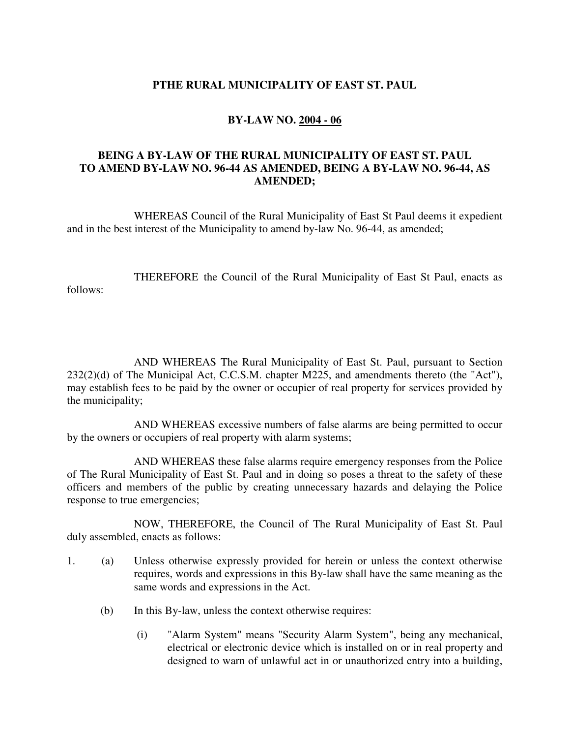**PTHE RURAL MUNICIPALITY OF EAST ST. PAUL**

**BY-LAW NO. 2004 - 06**

**BEING A BY-LAW OF THE RURAL MUNICIPALITY OF EAST ST. PAUL TO AMEND BY-LAW NO. 96-44 AS AMENDED, BEING A BY-LAW NO. 96-44, AS AMENDED;**

WHEREAS Council of the Rural Municipality of East St Paul deems it expedient and in the best interest of the Municipality to amend by-law No. 96-44, as amended;

THEREFORE the Council of the Rural Municipality of East St Paul, enacts as follows:

AND WHEREAS The Rural Municipality of East St. Paul, pursuant to Section 232(2)(d) of The Municipal Act, C.C.S.M. chapter M225, and amendments thereto (the "Act"), may establish fees to be paid by the owner or occupier of real property for services provided by the municipality;

AND WHEREAS excessive numbers of false alarms are being permitted to occur by the owners or occupiers of real property with alarm systems;

AND WHEREAS these false alarms require emergency responses from the Police of The Rural Municipality of East St. Paul and in doing so poses a threat to the safety of these officers and members of the public by creating unnecessary hazards and delaying the Police response to true emergencies;

NOW, THEREFORE, the Council of The Rural Municipality of East St. Paul duly assembled, enacts as follows:

1. (a) Unless otherwise expressly provided for herein or unless the context otherwise requires, words and expressions in this By-law shall have the same meaning as the same words and expressions in the Act.

   (b) In this By-law, unless the context otherwise requires:

      (i) "Alarm System" means "Security Alarm System", being any mechanical, electrical or electronic device which is installed on or in real property and designed to warn of unlawful act in or unauthorized entry into a building,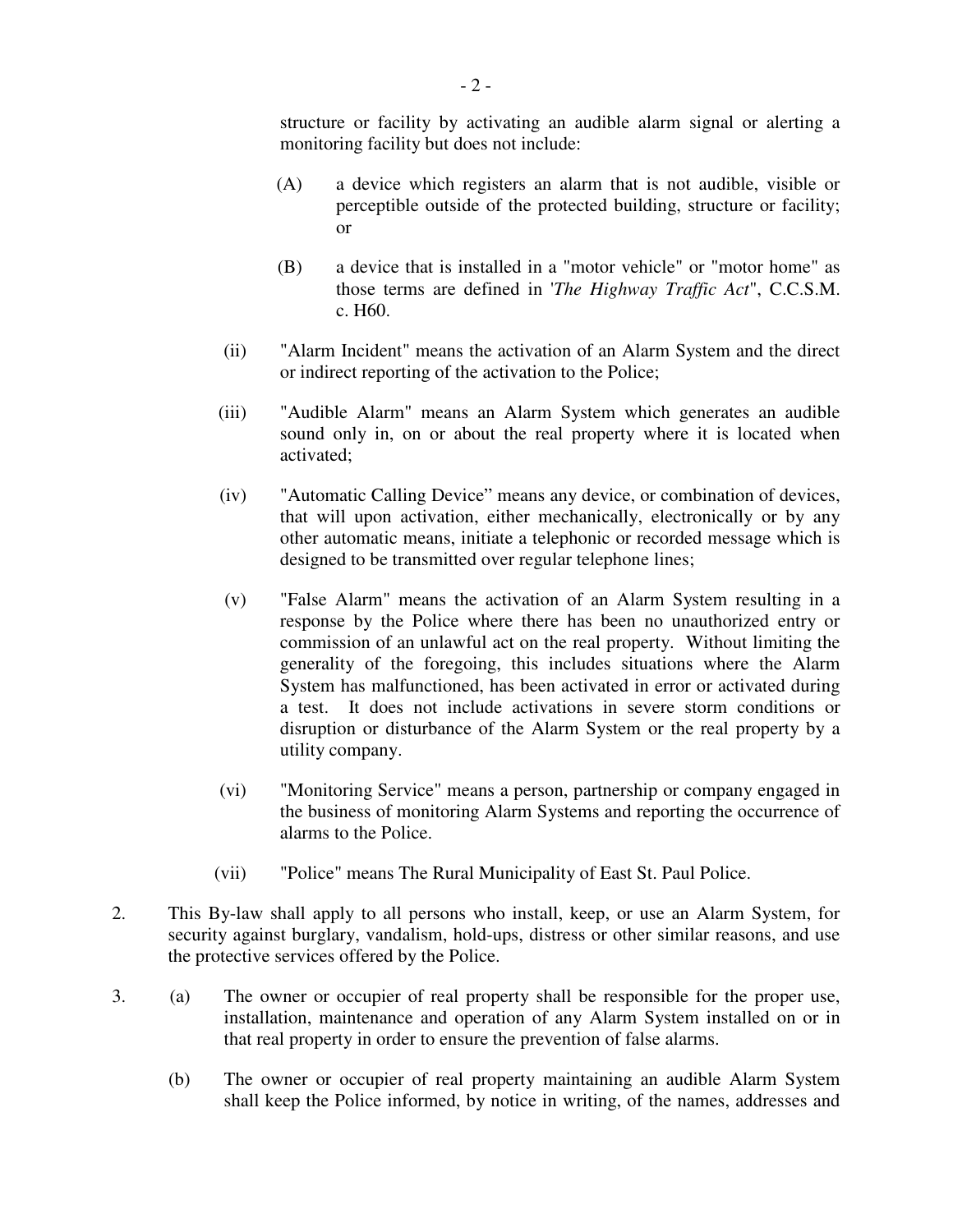structure or facility by activating an audible alarm signal or alerting a monitoring facility but does not include:

(A) a device which registers an alarm that is not audible, visible or perceptible outside of the protected building, structure or facility; or

(B) a device that is installed in a "motor vehicle" or "motor home" as those terms are defined in '*The Highway Traffic Act*", C.C.S.M. c. H60.

(ii) "Alarm Incident" means the activation of an Alarm System and the direct or indirect reporting of the activation to the Police;

(iii) "Audible Alarm" means an Alarm System which generates an audible sound only in, on or about the real property where it is located when activated;

(iv) "Automatic Calling Device" means any device, or combination of devices, that will upon activation, either mechanically, electronically or by any other automatic means, initiate a telephonic or recorded message which is designed to be transmitted over regular telephone lines;

(v) "False Alarm" means the activation of an Alarm System resulting in a response by the Police where there has been no unauthorized entry or commission of an unlawful act on the real property. Without limiting the generality of the foregoing, this includes situations where the Alarm System has malfunctioned, has been activated in error or activated during a test. It does not include activations in severe storm conditions or disruption or disturbance of the Alarm System or the real property by a utility company.

(vi) "Monitoring Service" means a person, partnership or company engaged in the business of monitoring Alarm Systems and reporting the occurrence of alarms to the Police.

(vii) "Police" means The Rural Municipality of East St. Paul Police.

2. This By-law shall apply to all persons who install, keep, or use an Alarm System, for security against burglary, vandalism, hold-ups, distress or other similar reasons, and use the protective services offered by the Police.

3. (a) The owner or occupier of real property shall be responsible for the proper use, installation, maintenance and operation of any Alarm System installed on or in that real property in order to ensure the prevention of false alarms.

(b) The owner or occupier of real property maintaining an audible Alarm System shall keep the Police informed, by notice in writing, of the names, addresses and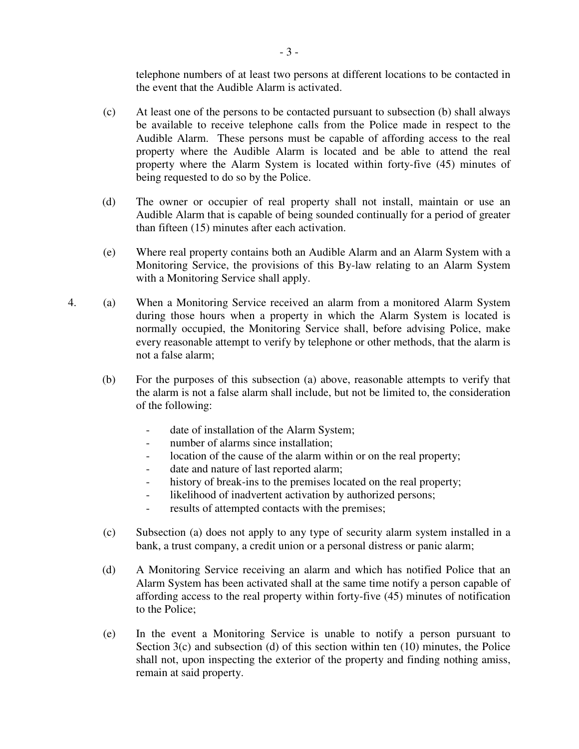telephone numbers of at least two persons at different locations to be contacted in the event that the Audible Alarm is activated.

(c) At least one of the persons to be contacted pursuant to subsection (b) shall always be available to receive telephone calls from the Police made in respect to the Audible Alarm. These persons must be capable of affording access to the real property where the Audible Alarm is located and be able to attend the real property where the Alarm System is located within forty-five (45) minutes of being requested to do so by the Police.

(d) The owner or occupier of real property shall not install, maintain or use an Audible Alarm that is capable of being sounded continually for a period of greater than fifteen (15) minutes after each activation.

(e) Where real property contains both an Audible Alarm and an Alarm System with a Monitoring Service, the provisions of this By-law relating to an Alarm System with a Monitoring Service shall apply.

4. (a) When a Monitoring Service received an alarm from a monitored Alarm System during those hours when a property in which the Alarm System is located is normally occupied, the Monitoring Service shall, before advising Police, make every reasonable attempt to verify by telephone or other methods, that the alarm is not a false alarm;

(b) For the purposes of this subsection (a) above, reasonable attempts to verify that the alarm is not a false alarm shall include, but not be limited to, the consideration of the following:

- date of installation of the Alarm System;
- number of alarms since installation;
- location of the cause of the alarm within or on the real property;
- date and nature of last reported alarm;
- history of break-ins to the premises located on the real property;
- likelihood of inadvertent activation by authorized persons;
- results of attempted contacts with the premises;

(c) Subsection (a) does not apply to any type of security alarm system installed in a bank, a trust company, a credit union or a personal distress or panic alarm;

(d) A Monitoring Service receiving an alarm and which has notified Police that an Alarm System has been activated shall at the same time notify a person capable of affording access to the real property within forty-five (45) minutes of notification to the Police;

(e) In the event a Monitoring Service is unable to notify a person pursuant to Section 3(c) and subsection (d) of this section within ten (10) minutes, the Police shall not, upon inspecting the exterior of the property and finding nothing amiss, remain at said property.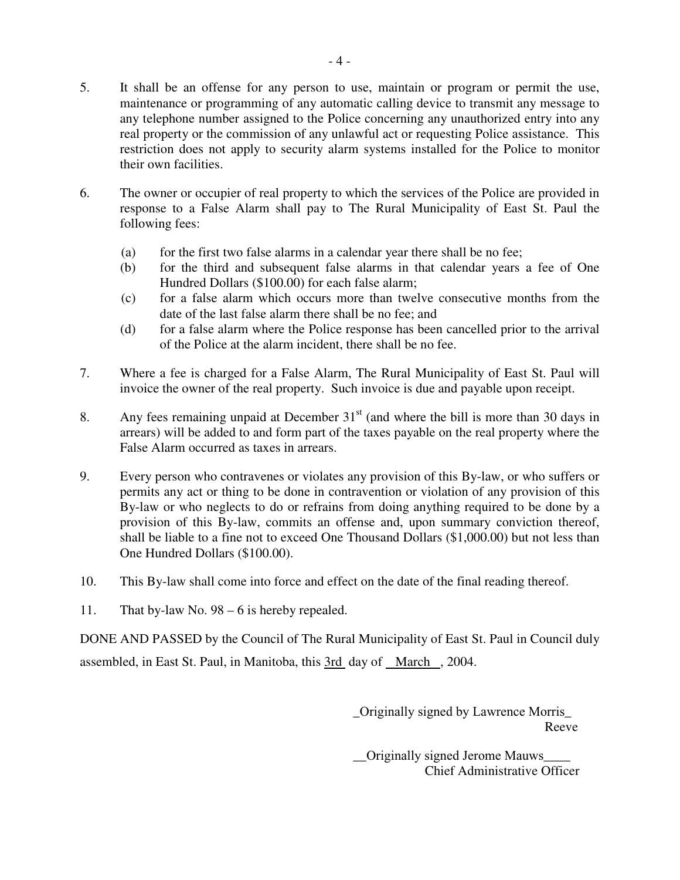5. It shall be an offense for any person to use, maintain or program or permit the use, maintenance or programming of any automatic calling device to transmit any message to any telephone number assigned to the Police concerning any unauthorized entry into any real property or the commission of any unlawful act or requesting Police assistance. This restriction does not apply to security alarm systems installed for the Police to monitor their own facilities.

6. The owner or occupier of real property to which the services of the Police are provided in response to a False Alarm shall pay to The Rural Municipality of East St. Paul the following fees:

   (a) for the first two false alarms in a calendar year there shall be no fee;
   (b) for the third and subsequent false alarms in that calendar years a fee of One Hundred Dollars ($100.00) for each false alarm;
   (c) for a false alarm which occurs more than twelve consecutive months from the date of the last false alarm there shall be no fee; and
   (d) for a false alarm where the Police response has been cancelled prior to the arrival of the Police at the alarm incident, there shall be no fee.

7. Where a fee is charged for a False Alarm, The Rural Municipality of East St. Paul will invoice the owner of the real property. Such invoice is due and payable upon receipt.

8. Any fees remaining unpaid at December 31st (and where the bill is more than 30 days in arrears) will be added to and form part of the taxes payable on the real property where the False Alarm occurred as taxes in arrears.

9. Every person who contravenes or violates any provision of this By-law, or who suffers or permits any act or thing to be done in contravention or violation of any provision of this By-law or who neglects to do or refrains from doing anything required to be done by a provision of this By-law, commits an offense and, upon summary conviction thereof, shall be liable to a fine not to exceed One Thousand Dollars ($1,000.00) but not less than One Hundred Dollars ($100.00).

10. This By-law shall come into force and effect on the date of the final reading thereof.

11. That by-law No. 98 – 6 is hereby repealed.

DONE AND PASSED by the Council of The Rural Municipality of East St. Paul in Council duly assembled, in East St. Paul, in Manitoba, this 3rd day of March, 2004.

_Originally signed by Lawrence Morris_
Reeve

__Originally signed Jerome Mauws____
Chief Administrative Officer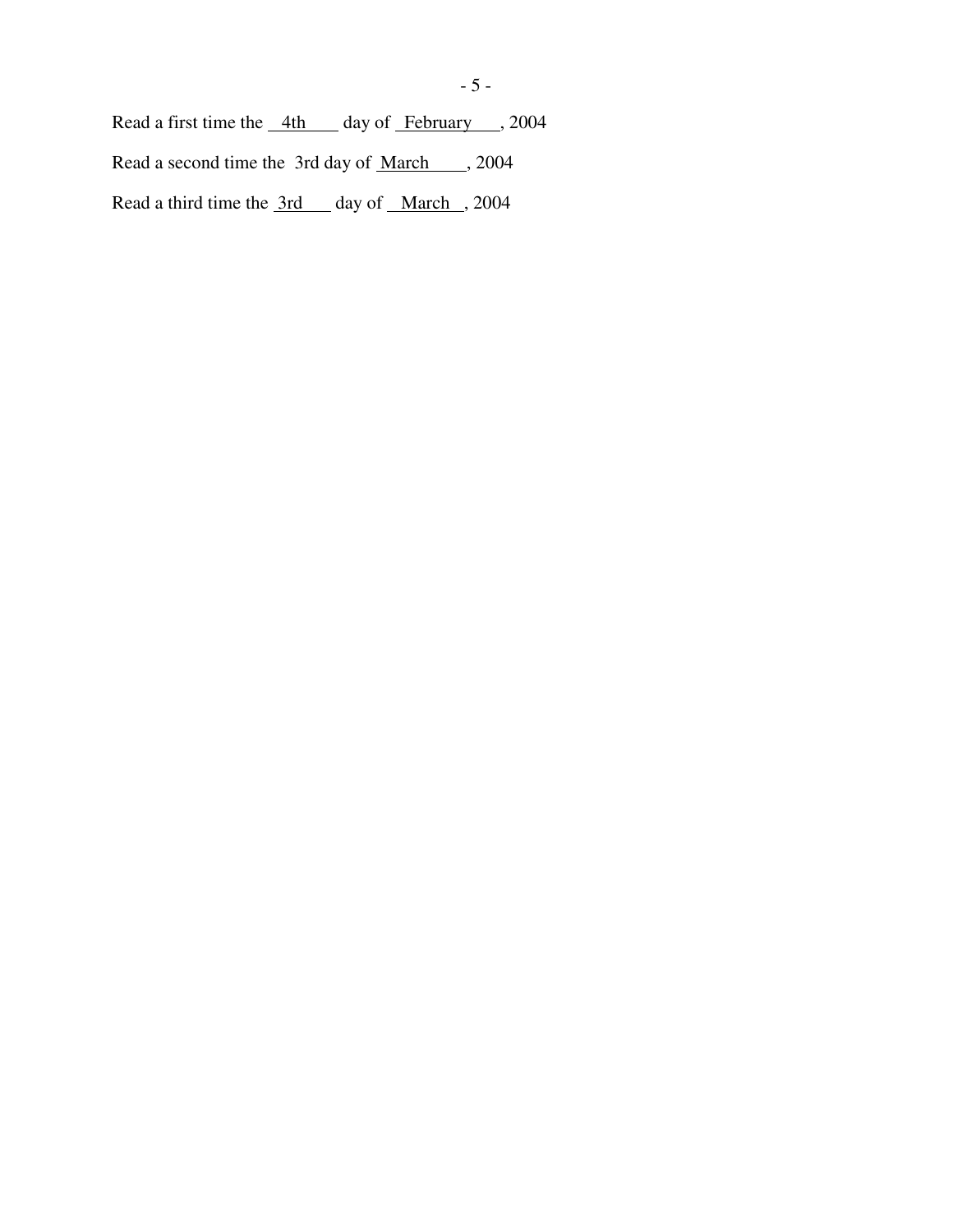Read a first time the 4th day of February, 2004

Read a second time the 3rd day of March, 2004

Read a third time the 3rd day of March, 2004